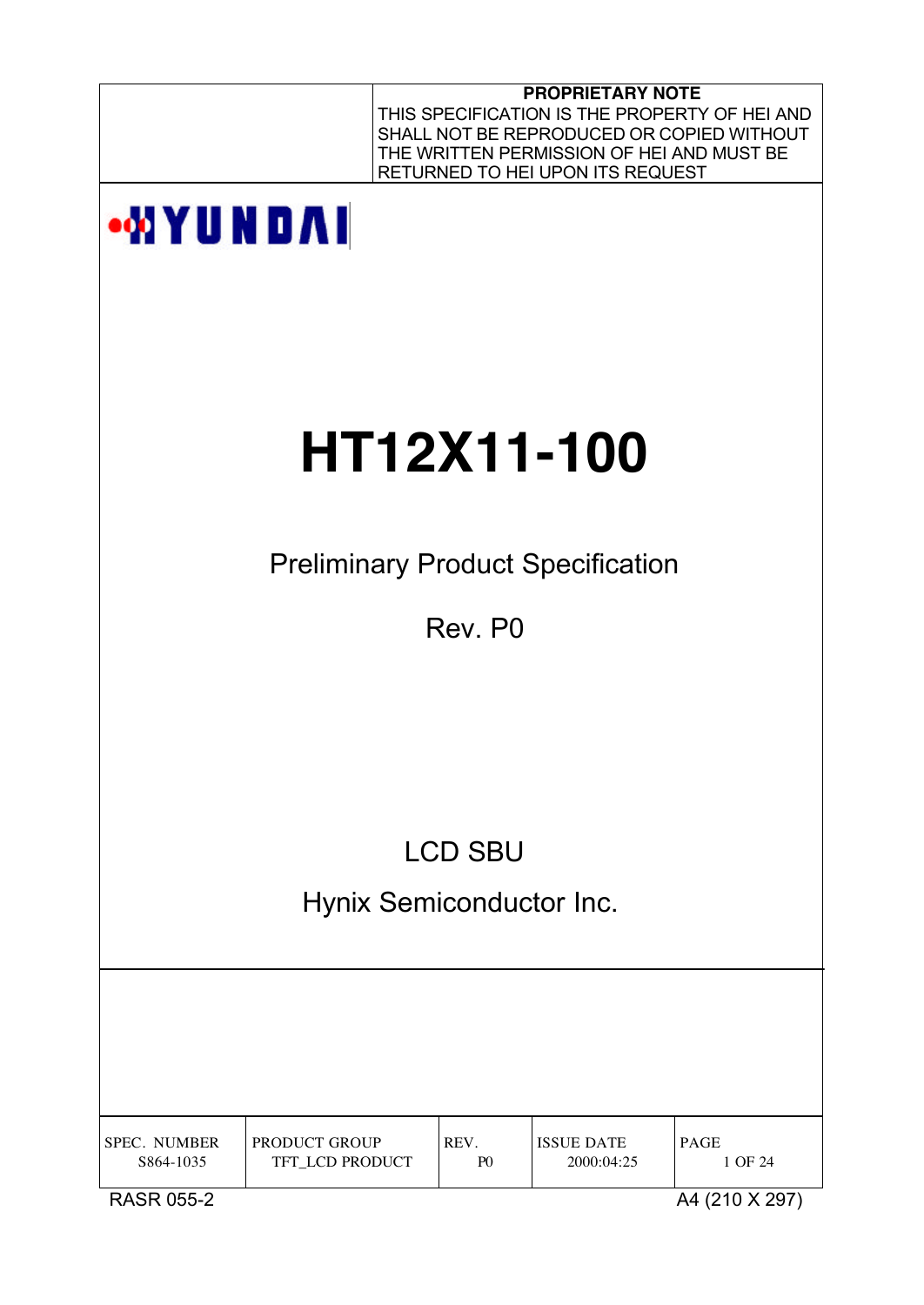**PROPRIETARY NOTE**

THIS SPECIFICATION IS THE PROPERTY OF HEI AND SHALL NOT BE REPRODUCED OR COPIED WITHOUT THE WRITTEN PERMISSION OF HEI AND MUST BE RETURNED TO HEI UPON ITS REQUEST

HYUNDAI

# HT12X11-100

Preliminary Product Specification

Rev. P0

LCD SBU

Hynix Semiconductor Inc.

| SPEC. NUMBER | PRODUCT GROUP | REV. | ISSUE DATE | PAGE |
|---|---|---|---|---|
| S864-1035 | TFT_LCD PRODUCT | P0 | 2000:04:25 | 1 OF 24 |

RASR 055-2 A4 (210 X 297)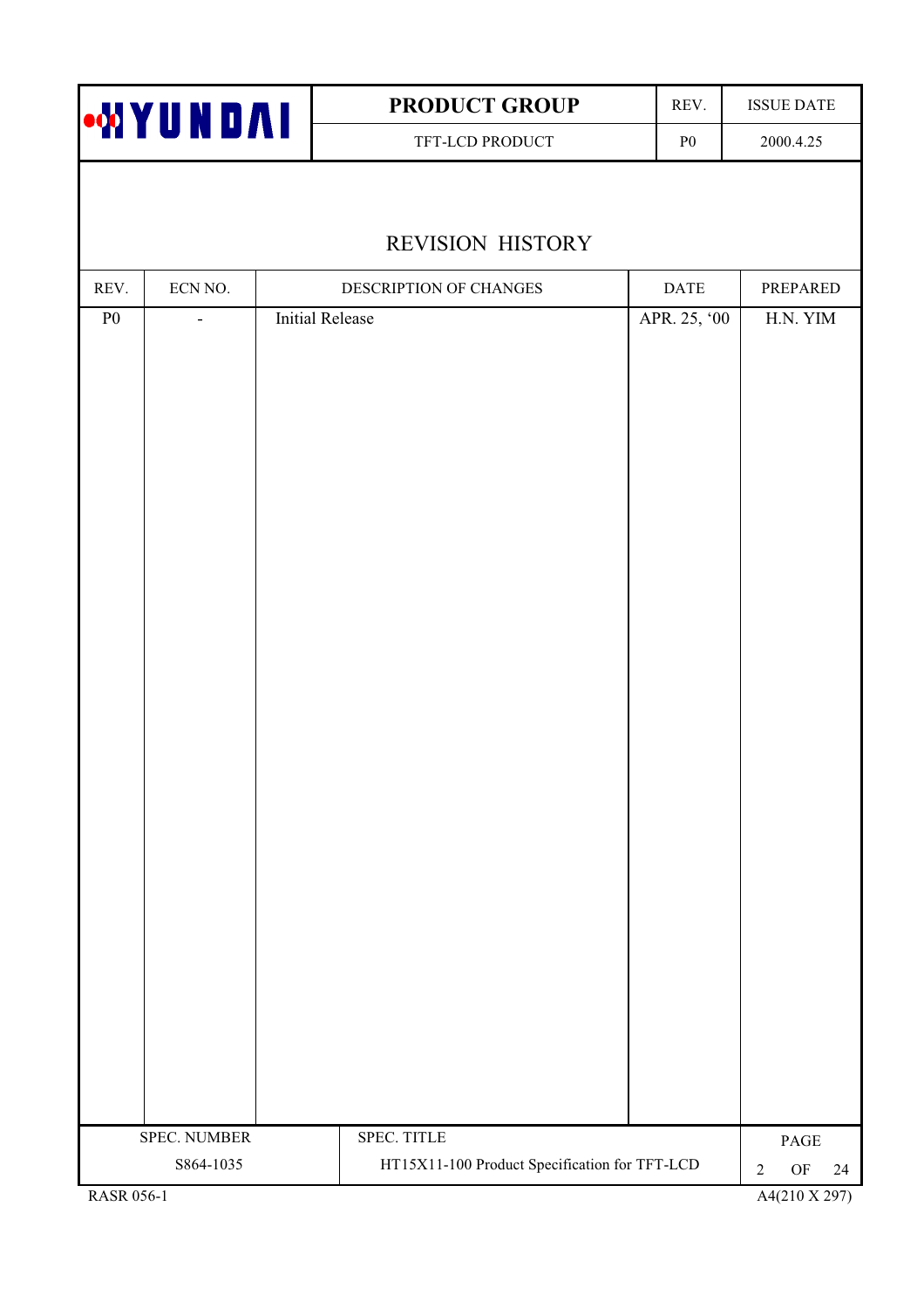# REVISION HISTORY

| REV. | ECN NO. | DESCRIPTION OF CHANGES | DATE | PREPARED |
|---|---|---|---|---|
| P0 | - | Initial Release | APR. 25, '00 | H.N. YIM |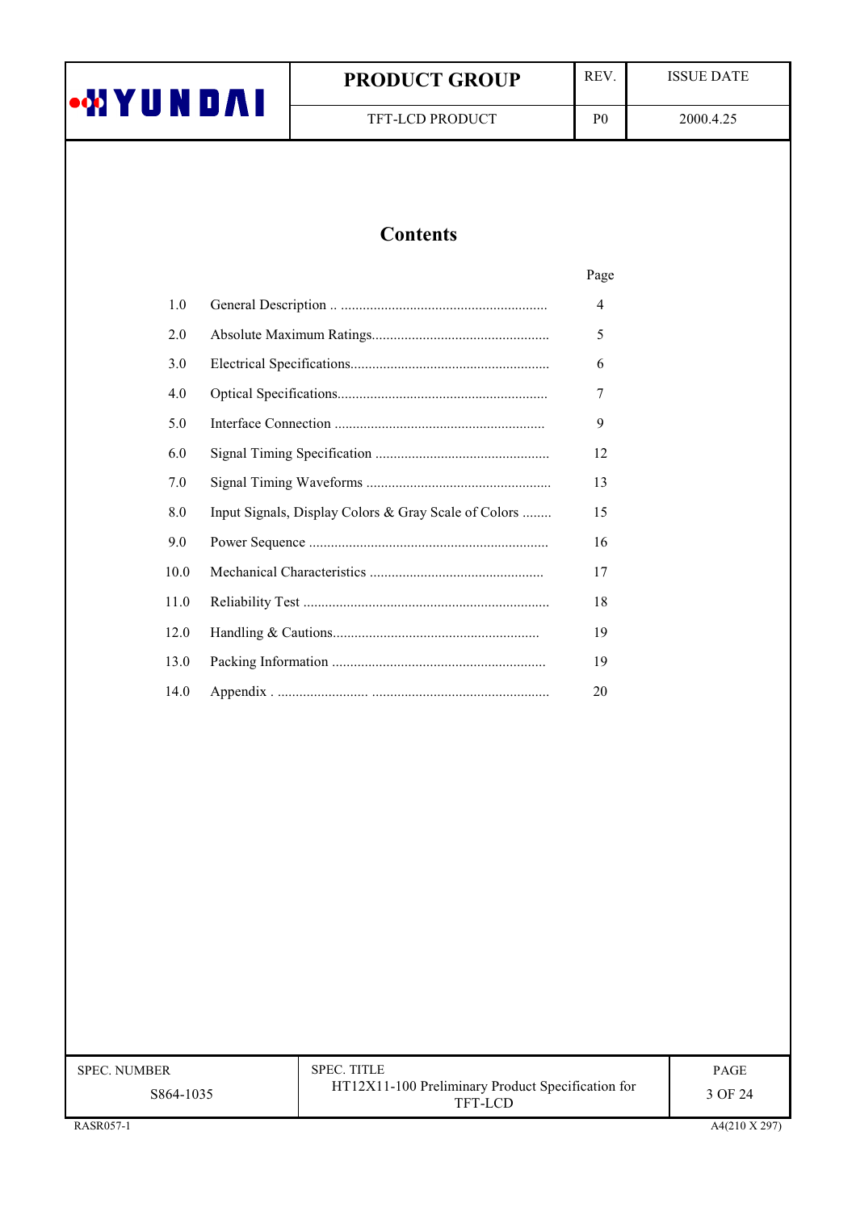# Contents

| | | Page |
|---|---|---|
| 1.0 | General Description .. ........................................................ | 4 |
| 2.0 | Absolute Maximum Ratings................................................ | 5 |
| 3.0 | Electrical Specifications...................................................... | 6 |
| 4.0 | Optical Specifications.......................................................... | 7 |
| 5.0 | Interface Connection ......................................................... | 9 |
| 6.0 | Signal Timing Specification ................................................ | 12 |
| 7.0 | Signal Timing Waveforms .................................................. | 13 |
| 8.0 | Input Signals, Display Colors & Gray Scale of Colors ........ | 15 |
| 9.0 | Power Sequence ................................................................. | 16 |
| 10.0 | Mechanical Characteristics ................................................ | 17 |
| 11.0 | Reliability Test ................................................................... | 18 |
| 12.0 | Handling & Cautions........................................................ | 19 |
| 13.0 | Packing Information .......................................................... | 19 |
| 14.0 | Appendix . ......................... ................................................ | 20 |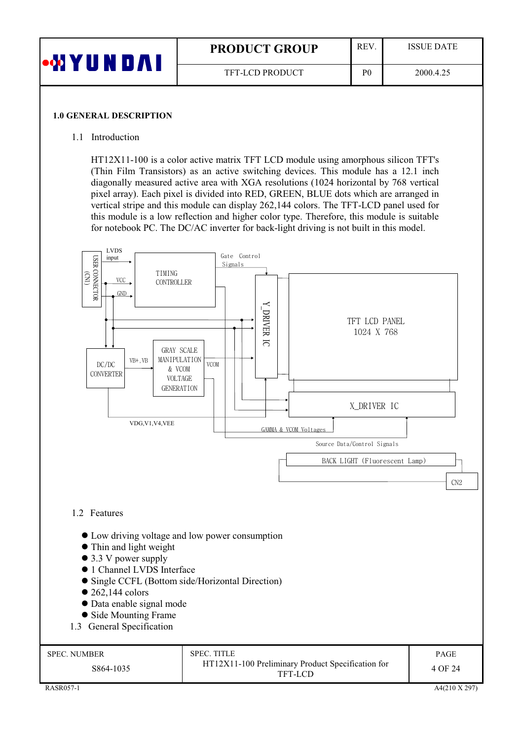## 1.0 GENERAL DESCRIPTION

### 1.1 Introduction

HT12X11-100 is a color active matrix TFT LCD module using amorphous silicon TFT's (Thin Film Transistors) as an active switching devices. This module has a 12.1 inch diagonally measured active area with XGA resolutions (1024 horizontal by 768 vertical pixel array). Each pixel is divided into RED, GREEN, BLUE dots which are arranged in vertical stripe and this module can display 262,144 colors. The TFT-LCD panel used for this module is a low reflection and higher color type. Therefore, this module is suitable for notebook PC. The DC/AC inverter for back-light driving is not built in this model.

LVDS input
USER CONNECTOR (CN1)
VCC
GND
TIMING CONTROLLER
Gate Control Signals
Y_DRIVER IC
TFT LCD PANEL 1024 X 768
DC/DC CONVERTER
VB+, VB
GRAY SCALE MANIPULATION & VCOM VOLTAGE GENERATION
VCOM
X_DRIVER IC
VDG,V1,V4,VEE
GAMMA & VCOM Voltages
Source Data/Control Signals
BACK LIGHT (Fluorescent Lamp)
CN2

### 1.2 Features

- Low driving voltage and low power consumption
- Thin and light weight
- 3.3 V power supply
- 1 Channel LVDS Interface
- Single CCFL (Bottom side/Horizontal Direction)
- 262,144 colors
- Data enable signal mode
- Side Mounting Frame

### 1.3 General Specification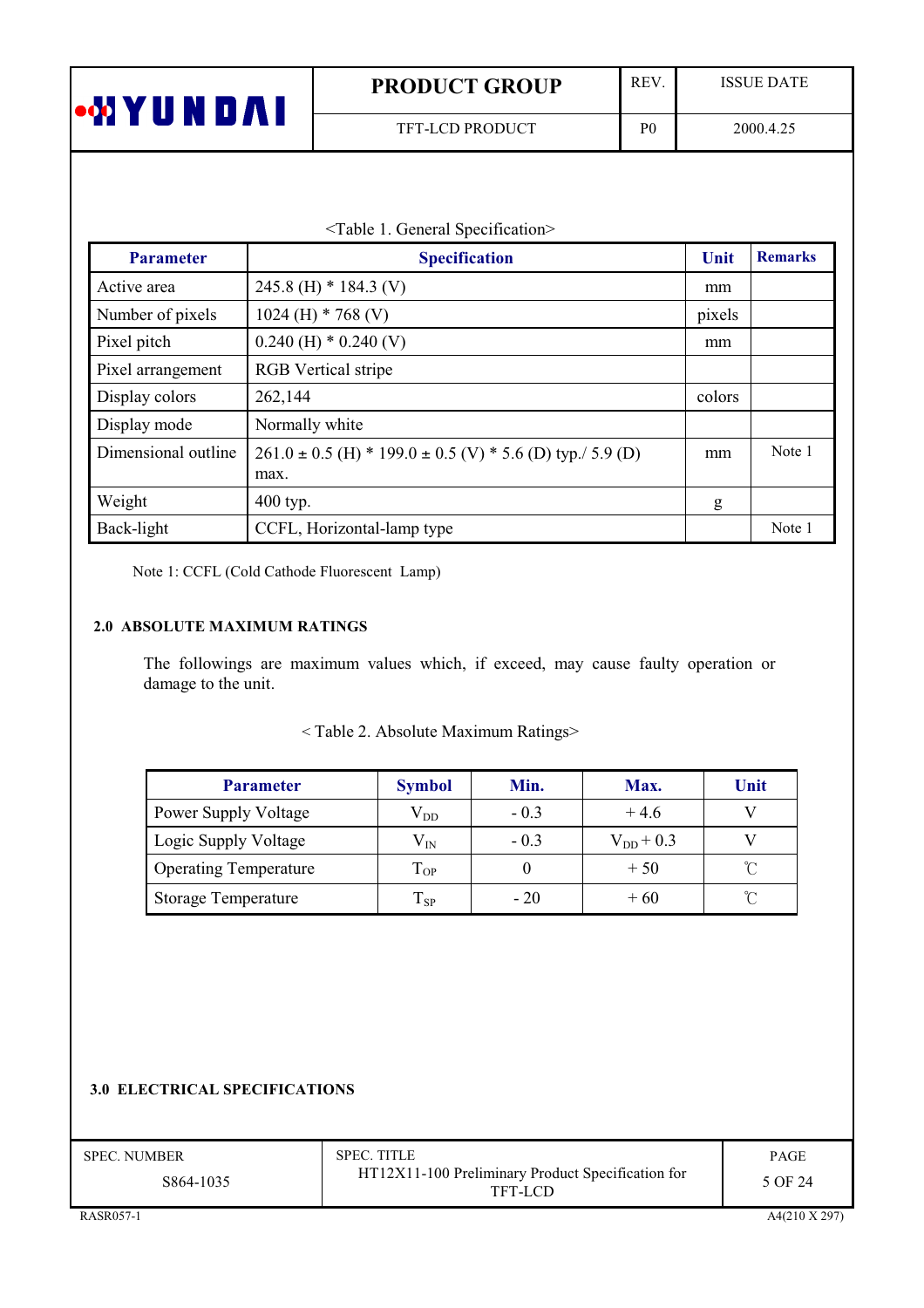<Table 1. General Specification>

| Parameter | Specification | Unit | Remarks |
|---|---|---|---|
| Active area | 245.8 (H) * 184.3 (V) | mm | |
| Number of pixels | 1024 (H) * 768 (V) | pixels | |
| Pixel pitch | 0.240 (H) * 0.240 (V) | mm | |
| Pixel arrangement | RGB Vertical stripe | | |
| Display colors | 262,144 | colors | |
| Display mode | Normally white | | |
| Dimensional outline | 261.0 ± 0.5 (H) * 199.0 ± 0.5 (V) * 5.6 (D) typ./ 5.9 (D) max. | mm | Note 1 |
| Weight | 400 typ. | g | |
| Back-light | CCFL, Horizontal-lamp type | | Note 1 |

Note 1: CCFL (Cold Cathode Fluorescent Lamp)

## 2.0 ABSOLUTE MAXIMUM RATINGS

The followings are maximum values which, if exceed, may cause faulty operation or damage to the unit.

< Table 2. Absolute Maximum Ratings>

| Parameter | Symbol | Min. | Max. | Unit |
|---|---|---|---|---|
| Power Supply Voltage | $V_{DD}$ | - 0.3 | + 4.6 | V |
| Logic Supply Voltage | $V_{IN}$ | - 0.3 | $V_{DD}$ + 0.3 | V |
| Operating Temperature | $T_{OP}$ | 0 | + 50 | ℃ |
| Storage Temperature | $T_{SP}$ | - 20 | + 60 | ℃ |

## 3.0 ELECTRICAL SPECIFICATIONS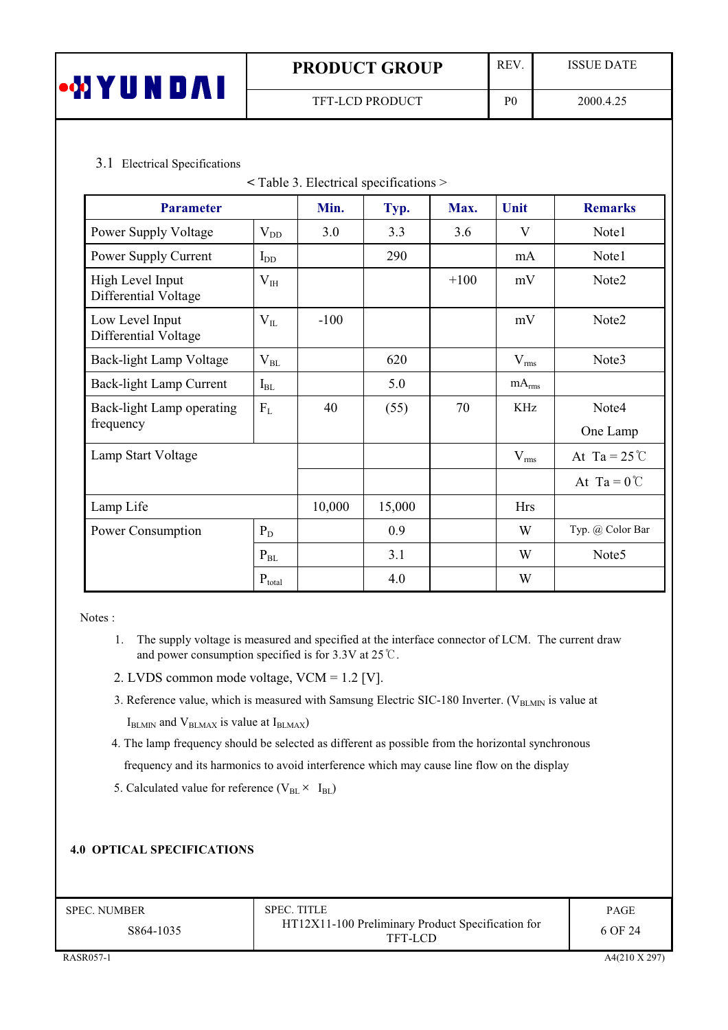### 3.1 Electrical Specifications

< Table 3. Electrical specifications >

| Parameter | | Min. | Typ. | Max. | Unit | Remarks |
|---|---|---|---|---|---|---|
| Power Supply Voltage | $V_{DD}$ | 3.0 | 3.3 | 3.6 | V | Note1 |
| Power Supply Current | $I_{DD}$ | | 290 | | mA | Note1 |
| High Level Input Differential Voltage | $V_{IH}$ | | | +100 | mV | Note2 |
| Low Level Input Differential Voltage | $V_{IL}$ | -100 | | | mV | Note2 |
| Back-light Lamp Voltage | $V_{BL}$ | | 620 | | $V_{rms}$ | Note3 |
| Back-light Lamp Current | $I_{BL}$ | | 5.0 | | $mA_{rms}$ | |
| Back-light Lamp operating frequency | $F_L$ | 40 | (55) | 70 | KHz | Note4<br>One Lamp |
| Lamp Start Voltage | | | | | $V_{rms}$ | At Ta = 25℃ |
| | | | | | | At Ta = 0℃ |
| Lamp Life | | 10,000 | 15,000 | | Hrs | |
| Power Consumption | $P_D$ | | 0.9 | | W | Typ. @ Color Bar |
| | $P_{BL}$ | | 3.1 | | W | Note5 |
| | $P_{total}$ | | 4.0 | | W | |

Notes :

1. The supply voltage is measured and specified at the interface connector of LCM. The current draw and power consumption specified is for 3.3V at 25℃.
2. LVDS common mode voltage, VCM = 1.2 [V].
3. Reference value, which is measured with Samsung Electric SIC-180 Inverter. ($V_{BLMIN}$ is value at $I_{BLMIN}$ and $V_{BLMAX}$ is value at $I_{BLMAX}$)
4. The lamp frequency should be selected as different as possible from the horizontal synchronous frequency and its harmonics to avoid interference which may cause line flow on the display
5. Calculated value for reference ($V_{BL} \times I_{BL}$)

## 4.0 OPTICAL SPECIFICATIONS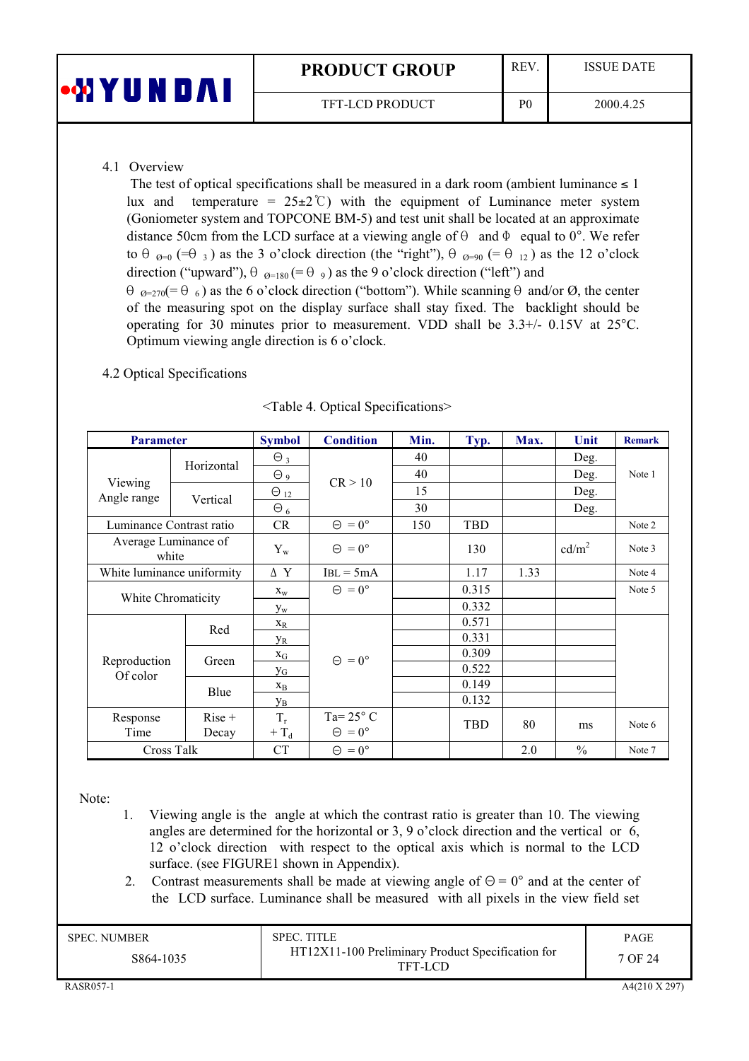### 4.1 Overview

The test of optical specifications shall be measured in a dark room (ambient luminance ≤ 1 lux and temperature = 25±2℃) with the equipment of Luminance meter system (Goniometer system and TOPCONE BM-5) and test unit shall be located at an approximate distance 50cm from the LCD surface at a viewing angle of θ and Φ equal to 0°. We refer to $\theta_{Ø=0}$ (=$\theta_3$) as the 3 o'clock direction (the "right"), $\theta_{Ø=90}$ (= $\theta_{12}$) as the 12 o'clock direction ("upward"), $\theta_{Ø=180}$ (= $\theta_9$) as the 9 o'clock direction ("left") and $\theta_{Ø=270}$(= $\theta_6$) as the 6 o'clock direction ("bottom"). While scanning θ and/or Ø, the center of the measuring spot on the display surface shall stay fixed. The backlight should be operating for 30 minutes prior to measurement. VDD shall be 3.3+/- 0.15V at 25°C. Optimum viewing angle direction is 6 o'clock.

### 4.2 Optical Specifications

<Table 4. Optical Specifications>

| Parameter | | Symbol | Condition | Min. | Typ. | Max. | Unit | Remark |
|---|---|---|---|---|---|---|---|---|
| Viewing Angle range | Horizontal | $\Theta_3$ | CR > 10 | 40 | | | Deg. | Note 1 |
| | | $\Theta_9$ | | 40 | | | Deg. | |
| | Vertical | $\Theta_{12}$ | | 15 | | | Deg. | |
| | | $\Theta_6$ | | 30 | | | Deg. | |
| Luminance Contrast ratio | | CR | Θ = 0° | 150 | TBD | | | Note 2 |
| Average Luminance of white | | $Y_w$ | Θ = 0° | | 130 | | cd/m$^2$ | Note 3 |
| White luminance uniformity | | Δ Y | IBL = 5mA | | 1.17 | 1.33 | | Note 4 |
| White Chromaticity | | $x_w$ | Θ = 0° | | 0.315 | | | Note 5 |
| | | $y_w$ | | | 0.332 | | | |
| Reproduction Of color | Red | $x_R$ | Θ = 0° | | 0.571 | | | |
| | | $y_R$ | | | 0.331 | | | |
| | Green | $x_G$ | | | 0.309 | | | |
| | | $y_G$ | | | 0.522 | | | |
| | Blue | $x_B$ | | | 0.149 | | | |
| | | $y_B$ | | | 0.132 | | | |
| Response Time | Rise + Decay | $T_r + T_d$ | Ta= 25° C Θ = 0° | | TBD | 80 | ms | Note 6 |
| Cross Talk | | CT | Θ = 0° | | | 2.0 | % | Note 7 |

Note:

1. Viewing angle is the angle at which the contrast ratio is greater than 10. The viewing angles are determined for the horizontal or 3, 9 o'clock direction and the vertical or 6, 12 o'clock direction with respect to the optical axis which is normal to the LCD surface. (see FIGURE1 shown in Appendix).
2. Contrast measurements shall be made at viewing angle of Θ = 0° and at the center of the LCD surface. Luminance shall be measured with all pixels in the view field set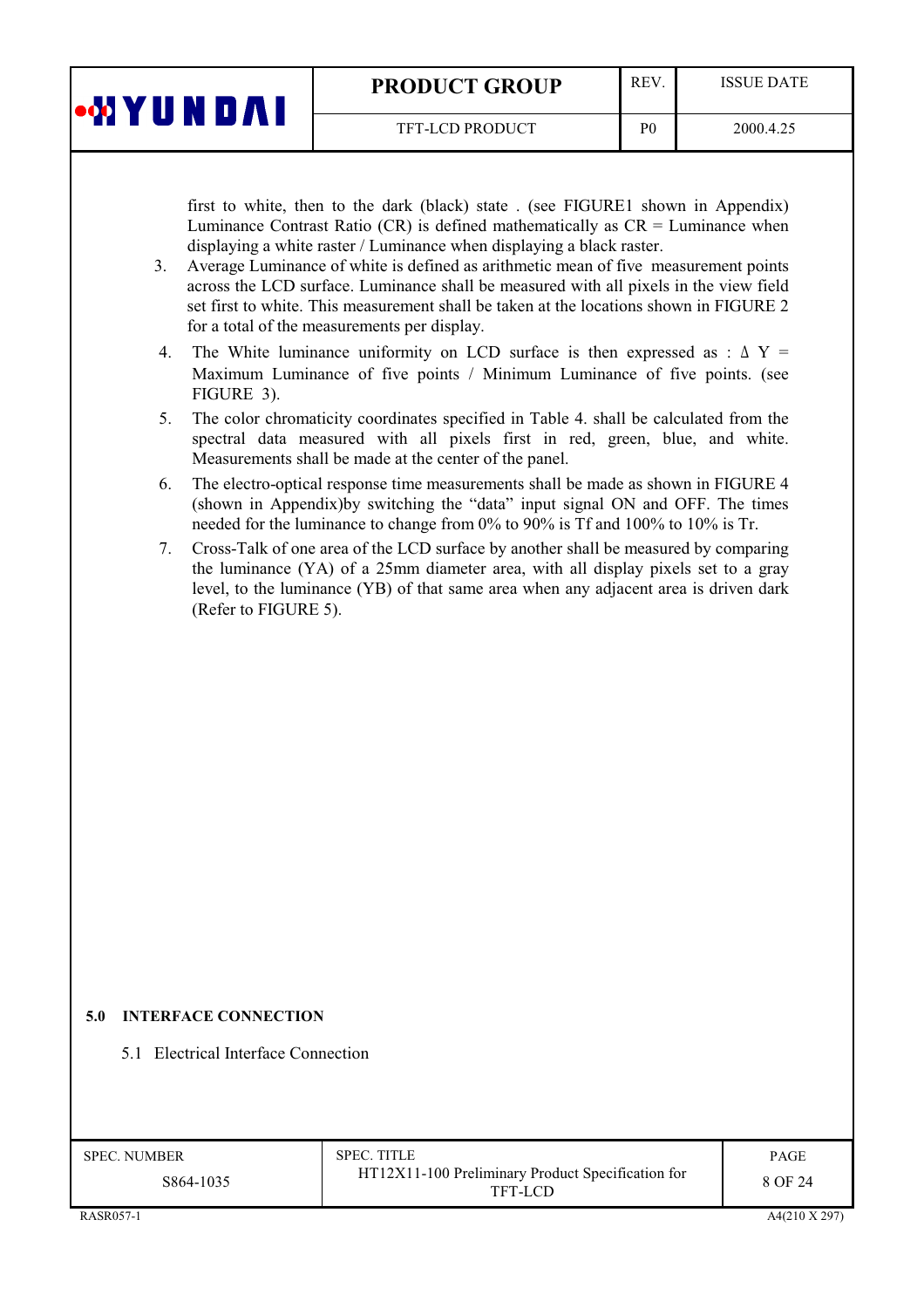first to white, then to the dark (black) state . (see FIGURE1 shown in Appendix) Luminance Contrast Ratio (CR) is defined mathematically as CR = Luminance when displaying a white raster / Luminance when displaying a black raster.

3. Average Luminance of white is defined as arithmetic mean of five measurement points across the LCD surface. Luminance shall be measured with all pixels in the view field set first to white. This measurement shall be taken at the locations shown in FIGURE 2 for a total of the measurements per display.
4. The White luminance uniformity on LCD surface is then expressed as : $\Delta$ Y = Maximum Luminance of five points / Minimum Luminance of five points. (see FIGURE 3).
5. The color chromaticity coordinates specified in Table 4. shall be calculated from the spectral data measured with all pixels first in red, green, blue, and white. Measurements shall be made at the center of the panel.
6. The electro-optical response time measurements shall be made as shown in FIGURE 4 (shown in Appendix)by switching the "data" input signal ON and OFF. The times needed for the luminance to change from 0% to 90% is Tf and 100% to 10% is Tr.
7. Cross-Talk of one area of the LCD surface by another shall be measured by comparing the luminance (YA) of a 25mm diameter area, with all display pixels set to a gray level, to the luminance (YB) of that same area when any adjacent area is driven dark (Refer to FIGURE 5).

## 5.0 INTERFACE CONNECTION

### 5.1 Electrical Interface Connection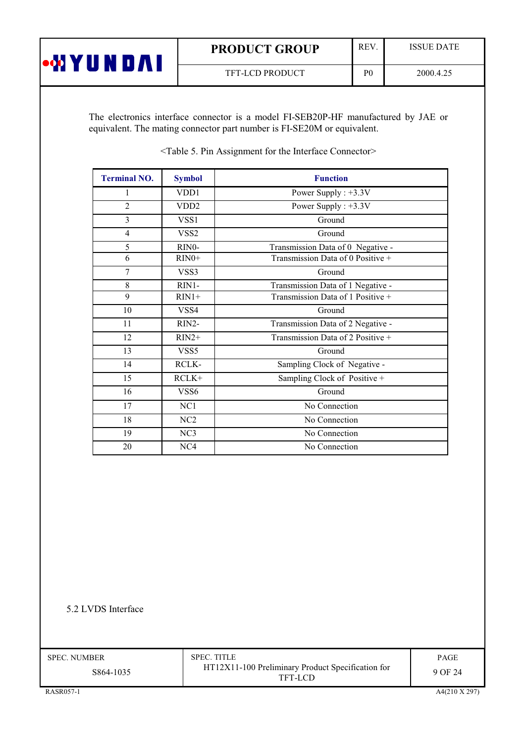The electronics interface connector is a model FI-SEB20P-HF manufactured by JAE or equivalent. The mating connector part number is FI-SE20M or equivalent.

<Table 5. Pin Assignment for the Interface Connector>

| Terminal NO. | Symbol | Function |
|---|---|---|
| 1 | VDD1 | Power Supply : +3.3V |
| 2 | VDD2 | Power Supply : +3.3V |
| 3 | VSS1 | Ground |
| 4 | VSS2 | Ground |
| 5 | RIN0- | Transmission Data of 0 Negative - |
| 6 | RIN0+ | Transmission Data of 0 Positive + |
| 7 | VSS3 | Ground |
| 8 | RIN1- | Transmission Data of 1 Negative - |
| 9 | RIN1+ | Transmission Data of 1 Positive + |
| 10 | VSS4 | Ground |
| 11 | RIN2- | Transmission Data of 2 Negative - |
| 12 | RIN2+ | Transmission Data of 2 Positive + |
| 13 | VSS5 | Ground |
| 14 | RCLK- | Sampling Clock of Negative - |
| 15 | RCLK+ | Sampling Clock of Positive + |
| 16 | VSS6 | Ground |
| 17 | NC1 | No Connection |
| 18 | NC2 | No Connection |
| 19 | NC3 | No Connection |
| 20 | NC4 | No Connection |

5.2 LVDS Interface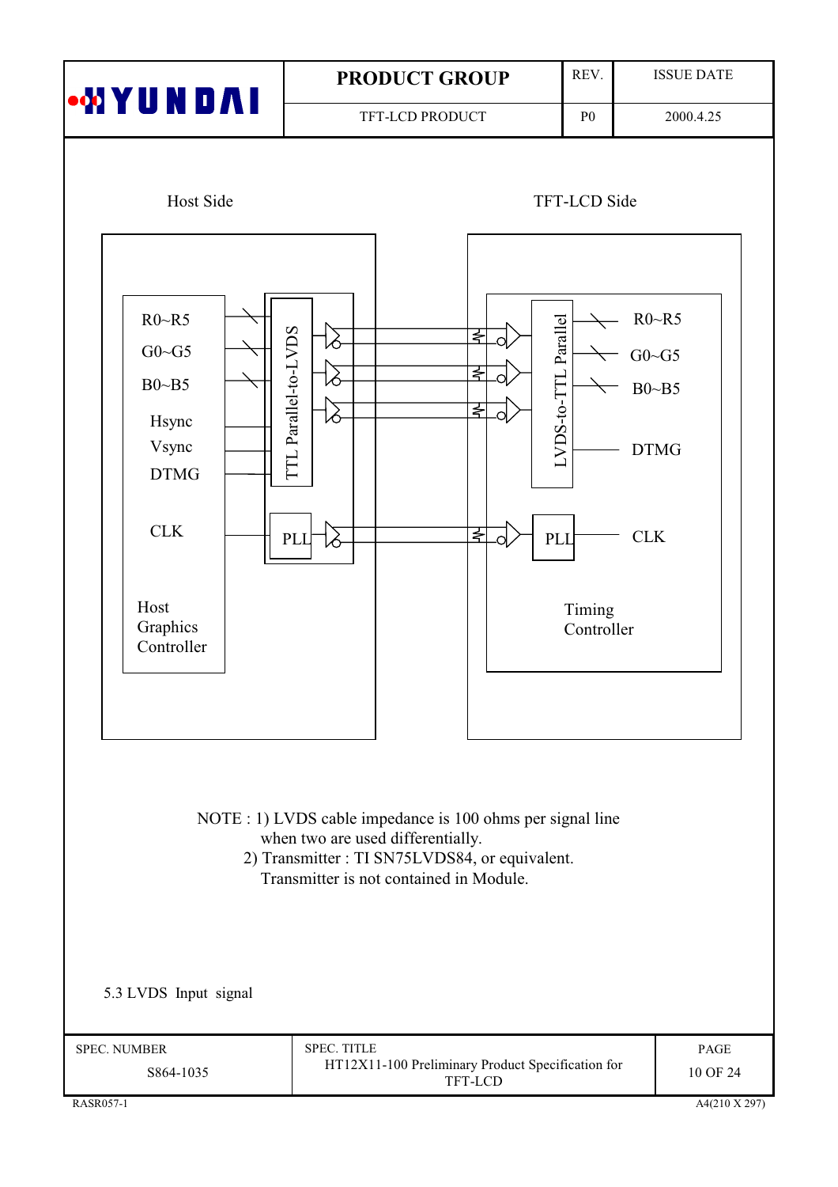Host Side

TFT-LCD Side

| Host Side | | TFT-LCD Side | |
|---|---|---|---|
| R0~R5 | TTL Parallel-to-LVDS | LVDS-to-TTL Parallel | R0~R5 |
| G0~G5 | | | G0~G5 |
| B0~B5 | | | B0~B5 |
| Hsync | | | |
| Vsync | | | |
| DTMG | | | DTMG |
| CLK | PLL | PLL | CLK |
| Host Graphics Controller | | Timing Controller | |

NOTE : 1) LVDS cable impedance is 100 ohms per signal line when two are used differentially.

2) Transmitter : TI SN75LVDS84, or equivalent. Transmitter is not contained in Module.

5.3 LVDS Input signal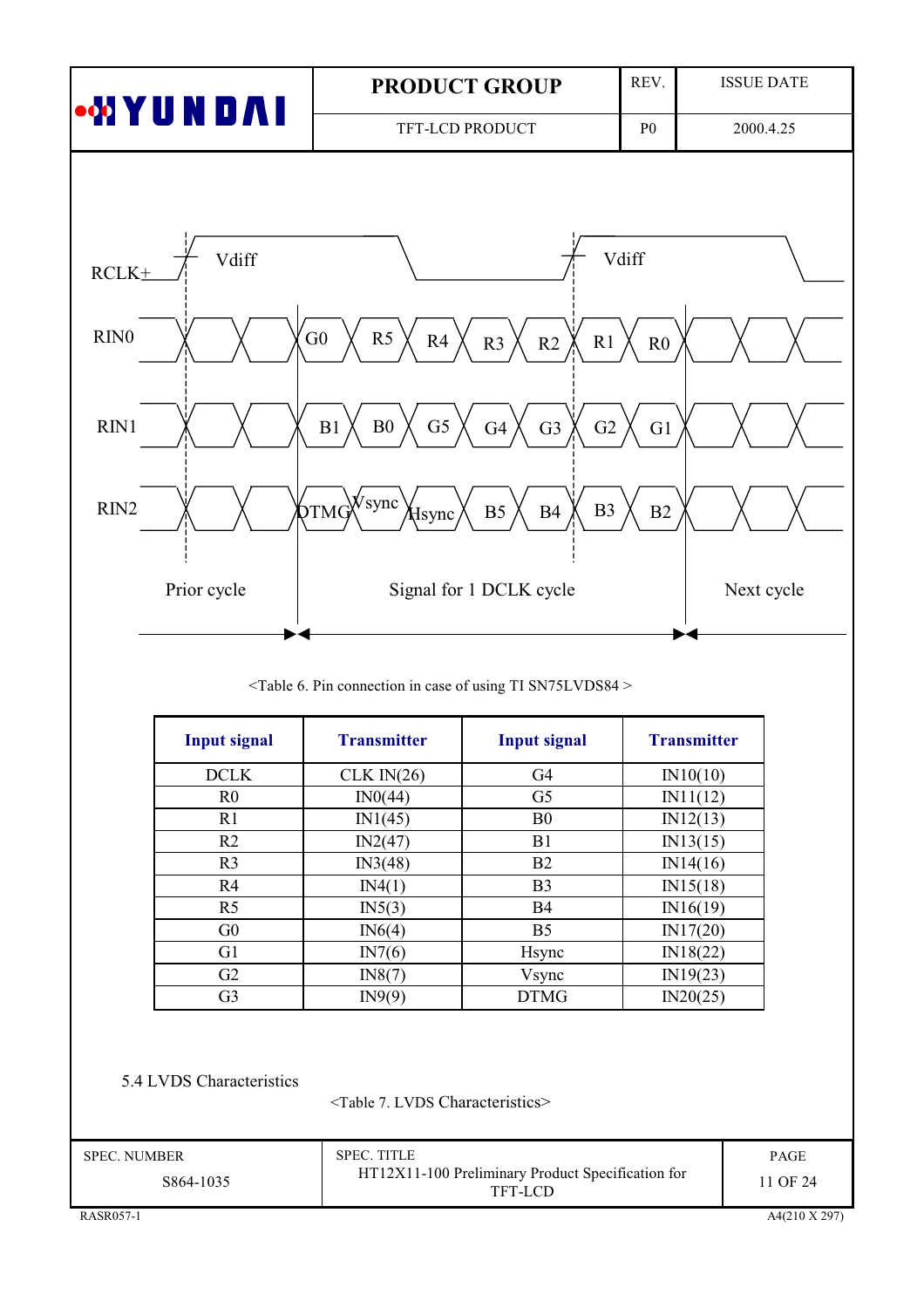RCLK+ Vdiff Vdiff

RIN0: G0, R5, R4, R3, R2, R1, R0

RIN1: B1, B0, G5, G4, G3, G2, G1

RIN2: DTMG, Vsync, Hsync, B5, B4, B3, B2

Prior cycle | Signal for 1 DCLK cycle | Next cycle

<Table 6. Pin connection in case of using TI SN75LVDS84 >

| **Input signal** | **Transmitter** | **Input signal** | **Transmitter** |
|---|---|---|---|
| DCLK | CLK IN(26) | G4 | IN10(10) |
| R0 | IN0(44) | G5 | IN11(12) |
| R1 | IN1(45) | B0 | IN12(13) |
| R2 | IN2(47) | B1 | IN13(15) |
| R3 | IN3(48) | B2 | IN14(16) |
| R4 | IN4(1) | B3 | IN15(18) |
| R5 | IN5(3) | B4 | IN16(19) |
| G0 | IN6(4) | B5 | IN17(20) |
| G1 | IN7(6) | Hsync | IN18(22) |
| G2 | IN8(7) | Vsync | IN19(23) |
| G3 | IN9(9) | DTMG | IN20(25) |

5.4 LVDS Characteristics

<Table 7. LVDS Characteristics>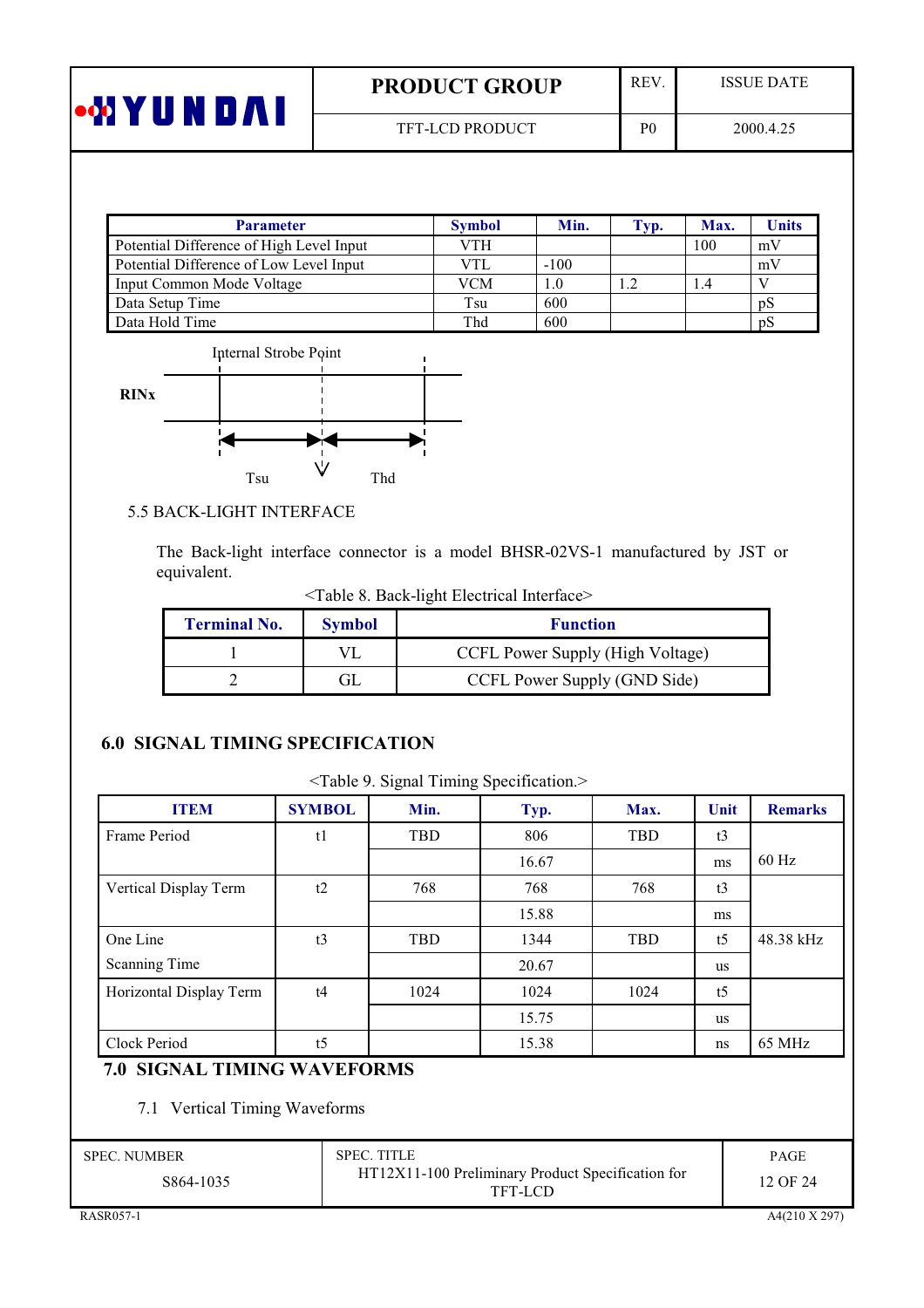| Parameter | Symbol | Min. | Typ. | Max. | Units |
|---|---|---|---|---|---|
| Potential Difference of High Level Input | VTH | | | 100 | mV |
| Potential Difference of Low Level Input | VTL | -100 | | | mV |
| Input Common Mode Voltage | VCM | 1.0 | 1.2 | 1.4 | V |
| Data Setup Time | Tsu | 600 | | | pS |
| Data Hold Time | Thd | 600 | | | pS |

Internal Strobe Point

RINx

Tsu Thd

5.5 BACK-LIGHT INTERFACE

The Back-light interface connector is a model BHSR-02VS-1 manufactured by JST or equivalent.

<Table 8. Back-light Electrical Interface>

| Terminal No. | Symbol | Function |
|---|---|---|
| 1 | VL | CCFL Power Supply (High Voltage) |
| 2 | GL | CCFL Power Supply (GND Side) |

## 6.0 SIGNAL TIMING SPECIFICATION

<Table 9. Signal Timing Specification.>

| ITEM | SYMBOL | Min. | Typ. | Max. | Unit | Remarks |
|---|---|---|---|---|---|---|
| Frame Period | t1 | TBD | 806 | TBD | t3 | 60 Hz |
| | | | 16.67 | | ms | |
| Vertical Display Term | t2 | 768 | 768 | 768 | t3 | |
| | | | 15.88 | | ms | |
| One Line Scanning Time | t3 | TBD | 1344 | TBD | t5 | 48.38 kHz |
| | | | 20.67 | | us | |
| Horizontal Display Term | t4 | 1024 | 1024 | 1024 | t5 | |
| | | | 15.75 | | us | |
| Clock Period | t5 | | 15.38 | | ns | 65 MHz |

## 7.0 SIGNAL TIMING WAVEFORMS

7.1 Vertical Timing Waveforms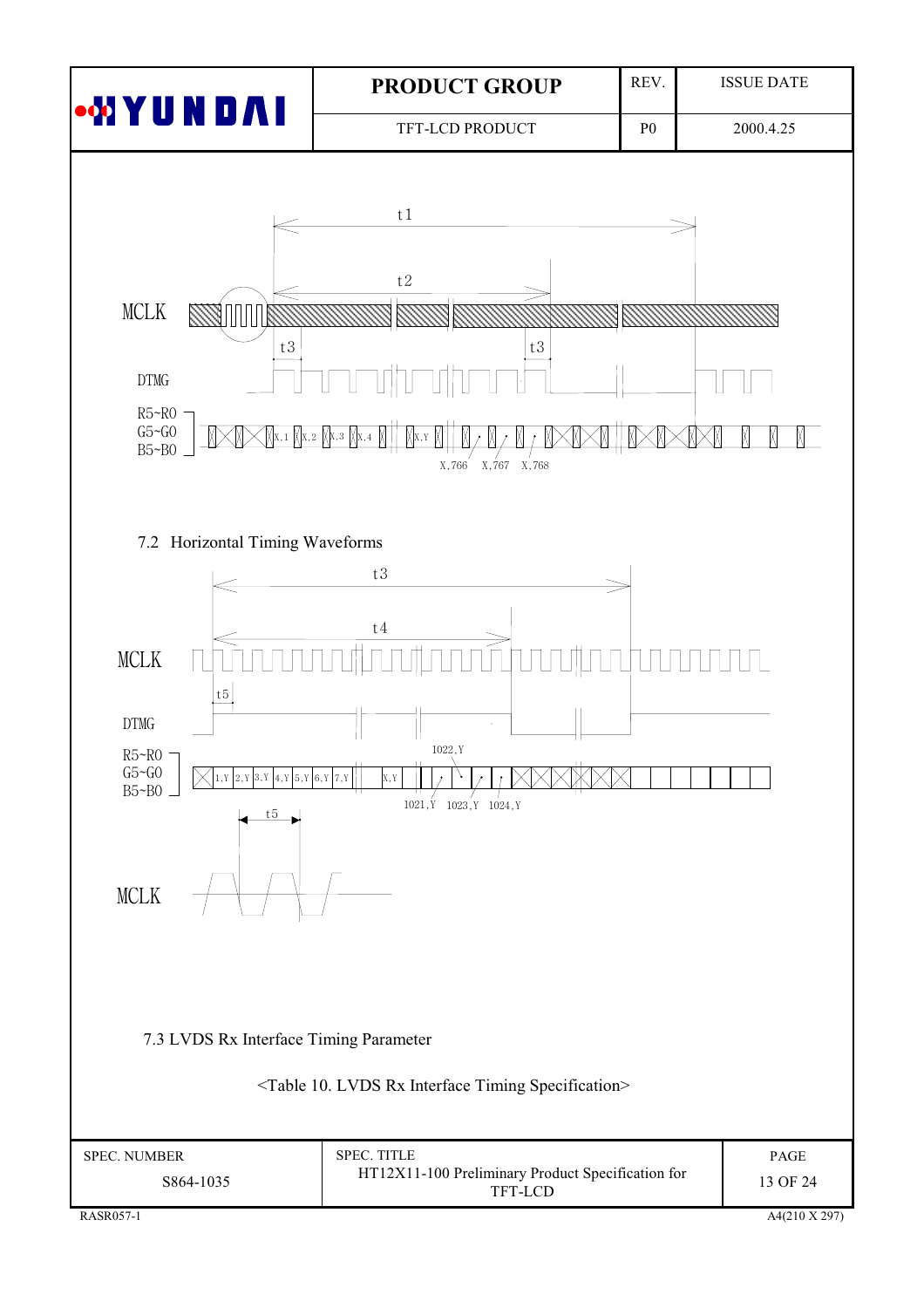MCLK

DTMG

R5~R0
G5~G0
B5~B0

t1 t2 t3 t3

X,1 X,2 X,3 X,4 X,Y X,766 X,767 X,768

## 7.2 Horizontal Timing Waveforms

MCLK

DTMG

R5~R0
G5~G0
B5~B0

t3 t4 t5

1,Y 2,Y 3,Y 4,Y 5,Y 6,Y 7,Y X,Y 1021,Y 1022,Y 1023,Y 1024,Y

t5

MCLK

## 7.3 LVDS Rx Interface Timing Parameter

<Table 10. LVDS Rx Interface Timing Specification>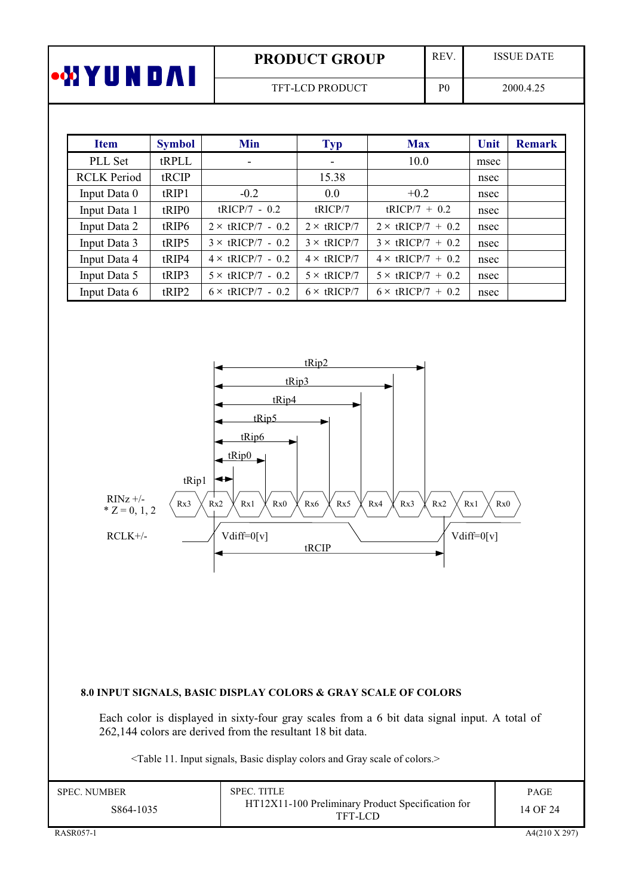| Item | Symbol | Min | Typ | Max | Unit | Remark |
|---|---|---|---|---|---|---|
| PLL Set | tRPLL | - | - | 10.0 | msec | |
| RCLK Period | tRCIP | | 15.38 | | nsec | |
| Input Data 0 | tRIP1 | -0.2 | 0.0 | +0.2 | nsec | |
| Input Data 1 | tRIP0 | tRICP/7 - 0.2 | tRICP/7 | tRICP/7 + 0.2 | nsec | |
| Input Data 2 | tRIP6 | 2 × tRICP/7 - 0.2 | 2 × tRICP/7 | 2 × tRICP/7 + 0.2 | nsec | |
| Input Data 3 | tRIP5 | 3 × tRICP/7 - 0.2 | 3 × tRICP/7 | 3 × tRICP/7 + 0.2 | nsec | |
| Input Data 4 | tRIP4 | 4 × tRICP/7 - 0.2 | 4 × tRICP/7 | 4 × tRICP/7 + 0.2 | nsec | |
| Input Data 5 | tRIP3 | 5 × tRICP/7 - 0.2 | 5 × tRICP/7 | 5 × tRICP/7 + 0.2 | nsec | |
| Input Data 6 | tRIP2 | 6 × tRICP/7 - 0.2 | 6 × tRICP/7 | 6 × tRICP/7 + 0.2 | nsec | |

tRip2, tRip3, tRip4, tRip5, tRip6, tRip0, tRip1

RINz +/- 
* Z = 0, 1, 2

Rx3 Rx2 Rx1 Rx0 Rx6 Rx5 Rx4 Rx3 Rx2 Rx1 Rx0

RCLK+/- Vdiff=0[v] Vdiff=0[v]

tRCIP

## 8.0 INPUT SIGNALS, BASIC DISPLAY COLORS & GRAY SCALE OF COLORS

Each color is displayed in sixty-four gray scales from a 6 bit data signal input. A total of 262,144 colors are derived from the resultant 18 bit data.

<Table 11. Input signals, Basic display colors and Gray scale of colors.>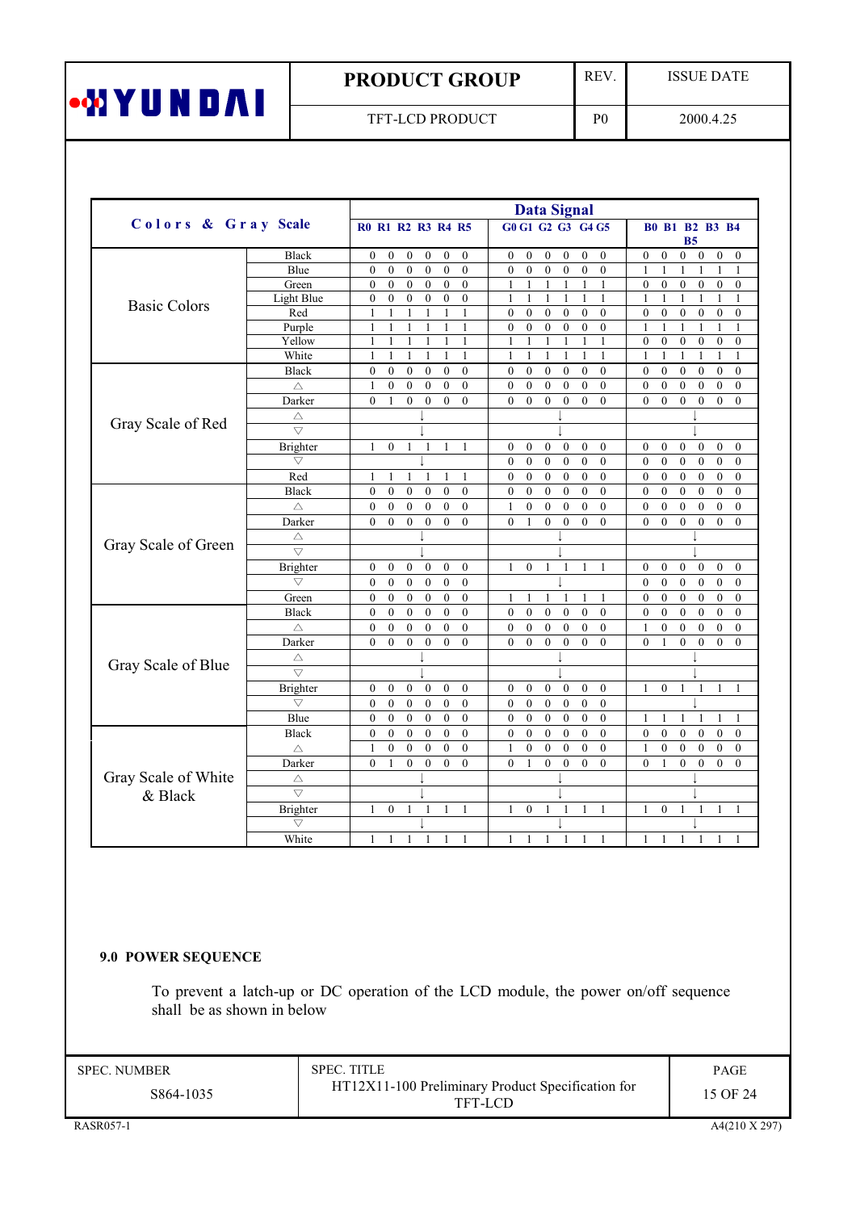| Colors & Gray Scale | | Data Signal | | | | | | | | | | | | | | | | | |
|---|---|---|---|---|---|---|---|---|---|---|---|---|---|---|---|---|---|---|---|
| | | R0 | R1 | R2 | R3 | R4 | R5 | G0 | G1 | G2 | G3 | G4 | G5 | B0 | B1 | B2 | B3 | B4 | B5 |
| Basic Colors | Black | 0 | 0 | 0 | 0 | 0 | 0 | 0 | 0 | 0 | 0 | 0 | 0 | 0 | 0 | 0 | 0 | 0 | 0 |
| | Blue | 0 | 0 | 0 | 0 | 0 | 0 | 0 | 0 | 0 | 0 | 0 | 0 | 1 | 1 | 1 | 1 | 1 | 1 |
| | Green | 0 | 0 | 0 | 0 | 0 | 0 | 1 | 1 | 1 | 1 | 1 | 1 | 0 | 0 | 0 | 0 | 0 | 0 |
| | Light Blue | 0 | 0 | 0 | 0 | 0 | 0 | 1 | 1 | 1 | 1 | 1 | 1 | 1 | 1 | 1 | 1 | 1 | 1 |
| | Red | 1 | 1 | 1 | 1 | 1 | 1 | 0 | 0 | 0 | 0 | 0 | 0 | 0 | 0 | 0 | 0 | 0 | 0 |
| | Purple | 1 | 1 | 1 | 1 | 1 | 1 | 0 | 0 | 0 | 0 | 0 | 0 | 1 | 1 | 1 | 1 | 1 | 1 |
| | Yellow | 1 | 1 | 1 | 1 | 1 | 1 | 1 | 1 | 1 | 1 | 1 | 1 | 0 | 0 | 0 | 0 | 0 | 0 |
| | White | 1 | 1 | 1 | 1 | 1 | 1 | 1 | 1 | 1 | 1 | 1 | 1 | 1 | 1 | 1 | 1 | 1 | 1 |
| Gray Scale of Red | Black | 0 | 0 | 0 | 0 | 0 | 0 | 0 | 0 | 0 | 0 | 0 | 0 | 0 | 0 | 0 | 0 | 0 | 0 |
| | △ | 1 | 0 | 0 | 0 | 0 | 0 | 0 | 0 | 0 | 0 | 0 | 0 | 0 | 0 | 0 | 0 | 0 | 0 |
| | Darker | 0 | 1 | 0 | 0 | 0 | 0 | 0 | 0 | 0 | 0 | 0 | 0 | 0 | 0 | 0 | 0 | 0 | 0 |
| | △ | ↓ | | | | | | ↓ | | | | | | ↓ | | | | | |
| | ▽ | ↓ | | | | | | ↓ | | | | | | ↓ | | | | | |
| | Brighter | 1 | 0 | 1 | 1 | 1 | 1 | 0 | 0 | 0 | 0 | 0 | 0 | 0 | 0 | 0 | 0 | 0 | 0 |
| | ▽ | ↓ | | | | | | 0 | 0 | 0 | 0 | 0 | 0 | 0 | 0 | 0 | 0 | 0 | 0 |
| | Red | 1 | 1 | 1 | 1 | 1 | 1 | 0 | 0 | 0 | 0 | 0 | 0 | 0 | 0 | 0 | 0 | 0 | 0 |
| Gray Scale of Green | Black | 0 | 0 | 0 | 0 | 0 | 0 | 0 | 0 | 0 | 0 | 0 | 0 | 0 | 0 | 0 | 0 | 0 | 0 |
| | △ | 0 | 0 | 0 | 0 | 0 | 0 | 1 | 0 | 0 | 0 | 0 | 0 | 0 | 0 | 0 | 0 | 0 | 0 |
| | Darker | 0 | 0 | 0 | 0 | 0 | 0 | 0 | 1 | 0 | 0 | 0 | 0 | 0 | 0 | 0 | 0 | 0 | 0 |
| | △ | ↓ | | | | | | ↓ | | | | | | ↓ | | | | | |
| | ▽ | ↓ | | | | | | ↓ | | | | | | ↓ | | | | | |
| | Brighter | 0 | 0 | 0 | 0 | 0 | 0 | 1 | 0 | 1 | 1 | 1 | 1 | 0 | 0 | 0 | 0 | 0 | 0 |
| | ▽ | 0 | 0 | 0 | 0 | 0 | 0 | ↓ | | | | | | 0 | 0 | 0 | 0 | 0 | 0 |
| | Green | 0 | 0 | 0 | 0 | 0 | 0 | 1 | 1 | 1 | 1 | 1 | 1 | 0 | 0 | 0 | 0 | 0 | 0 |
| Gray Scale of Blue | Black | 0 | 0 | 0 | 0 | 0 | 0 | 0 | 0 | 0 | 0 | 0 | 0 | 0 | 0 | 0 | 0 | 0 | 0 |
| | △ | 0 | 0 | 0 | 0 | 0 | 0 | 0 | 0 | 0 | 0 | 0 | 0 | 1 | 0 | 0 | 0 | 0 | 0 |
| | Darker | 0 | 0 | 0 | 0 | 0 | 0 | 0 | 0 | 0 | 0 | 0 | 0 | 0 | 1 | 0 | 0 | 0 | 0 |
| | △ | ↓ | | | | | | ↓ | | | | | | ↓ | | | | | |
| | ▽ | ↓ | | | | | | ↓ | | | | | | ↓ | | | | | |
| | Brighter | 0 | 0 | 0 | 0 | 0 | 0 | 0 | 0 | 0 | 0 | 0 | 0 | 1 | 0 | 1 | 1 | 1 | 1 |
| | ▽ | 0 | 0 | 0 | 0 | 0 | 0 | 0 | 0 | 0 | 0 | 0 | 0 | ↓ | | | | | |
| | Blue | 0 | 0 | 0 | 0 | 0 | 0 | 0 | 0 | 0 | 0 | 0 | 0 | 1 | 1 | 1 | 1 | 1 | 1 |
| Gray Scale of White & Black | Black | 0 | 0 | 0 | 0 | 0 | 0 | 0 | 0 | 0 | 0 | 0 | 0 | 0 | 0 | 0 | 0 | 0 | 0 |
| | △ | 1 | 0 | 0 | 0 | 0 | 0 | 1 | 0 | 0 | 0 | 0 | 0 | 1 | 0 | 0 | 0 | 0 | 0 |
| | Darker | 0 | 1 | 0 | 0 | 0 | 0 | 0 | 1 | 0 | 0 | 0 | 0 | 0 | 1 | 0 | 0 | 0 | 0 |
| | △ | ↓ | | | | | | ↓ | | | | | | ↓ | | | | | |
| | ▽ | ↓ | | | | | | ↓ | | | | | | ↓ | | | | | |
| | Brighter | 1 | 0 | 1 | 1 | 1 | 1 | 1 | 0 | 1 | 1 | 1 | 1 | 1 | 0 | 1 | 1 | 1 | 1 |
| | ▽ | ↓ | | | | | | ↓ | | | | | | ↓ | | | | | |
| | White | 1 | 1 | 1 | 1 | 1 | 1 | 1 | 1 | 1 | 1 | 1 | 1 | 1 | 1 | 1 | 1 | 1 | 1 |

## 9.0 POWER SEQUENCE

To prevent a latch-up or DC operation of the LCD module, the power on/off sequence shall be as shown in below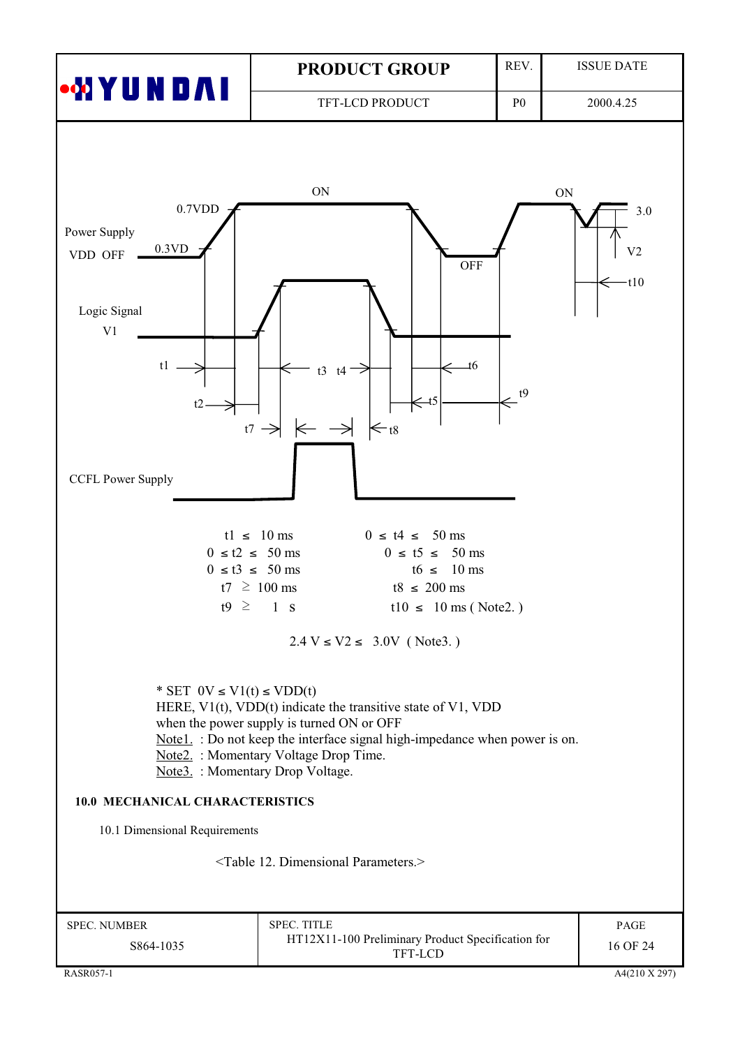Power Supply VDD OFF — 0.3VDD — 0.7VDD — ON — OFF — ON — 3.0 — V2 — t10

Logic Signal V1

t1, t2, t3, t4, t5, t6, t7, t8, t9

CCFL Power Supply

| | |
|---|---|
| t1 ≤ 10 ms | 0 ≤ t4 ≤ 50 ms |
| 0 ≤ t2 ≤ 50 ms | 0 ≤ t5 ≤ 50 ms |
| 0 ≤ t3 ≤ 50 ms | t6 ≤ 10 ms |
| t7 ≥ 100 ms | t8 ≤ 200 ms |
| t9 ≥ 1 s | t10 ≤ 10 ms ( Note2. ) |

2.4 V ≤ V2 ≤ 3.0V ( Note3. )

\* SET 0V ≤ V1(t) ≤ VDD(t)
HERE, V1(t), VDD(t) indicate the transitive state of V1, VDD when the power supply is turned ON or OFF

Note1. : Do not keep the interface signal high-impedance when power is on.
Note2. : Momentary Voltage Drop Time.
Note3. : Momentary Drop Voltage.

## 10.0 MECHANICAL CHARACTERISTICS

### 10.1 Dimensional Requirements

<Table 12. Dimensional Parameters.>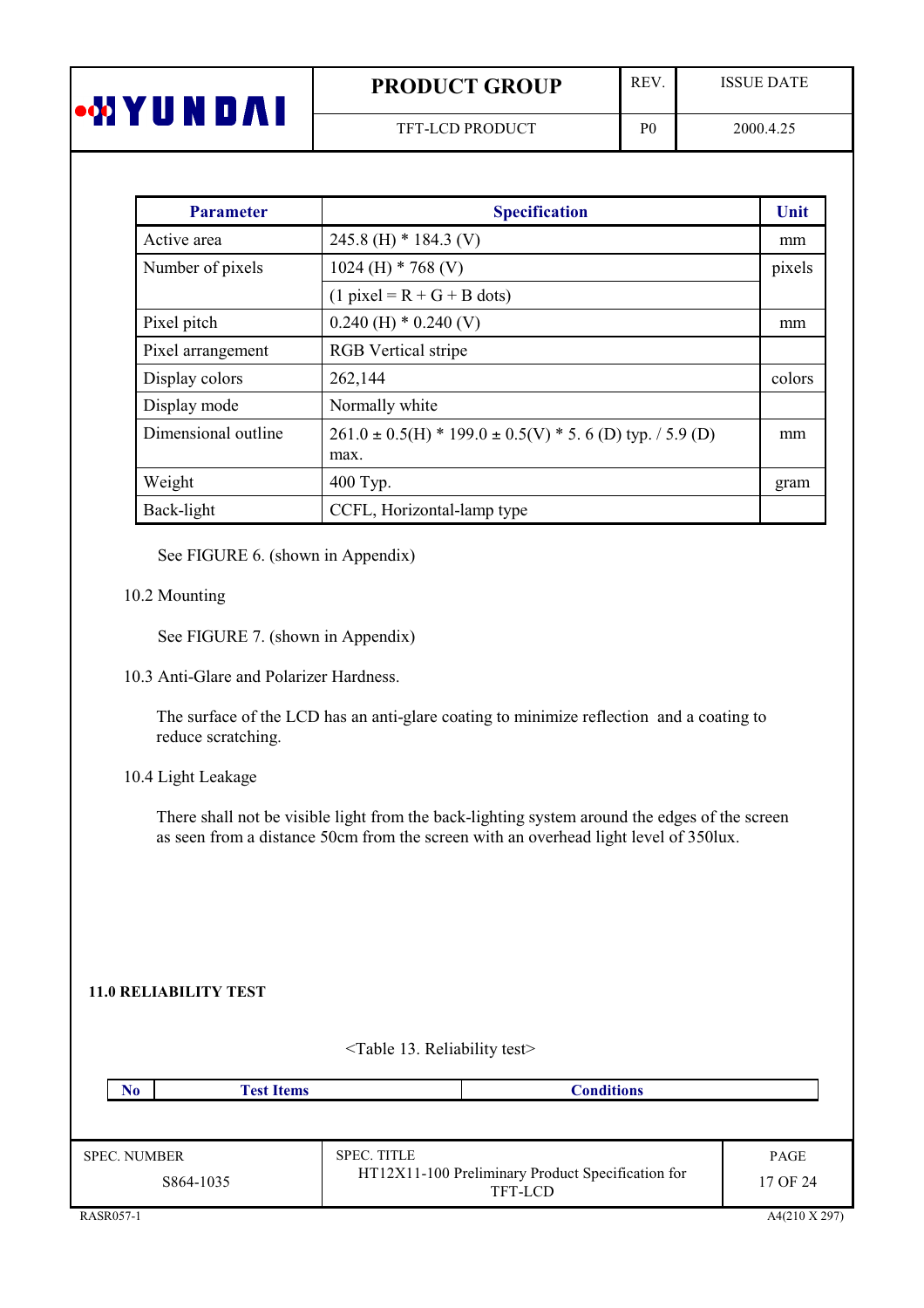| Parameter | Specification | Unit |
|---|---|---|
| Active area | 245.8 (H) * 184.3 (V) | mm |
| Number of pixels | 1024 (H) * 768 (V) | pixels |
| | (1 pixel = R + G + B dots) | |
| Pixel pitch | 0.240 (H) * 0.240 (V) | mm |
| Pixel arrangement | RGB Vertical stripe | |
| Display colors | 262,144 | colors |
| Display mode | Normally white | |
| Dimensional outline | 261.0 ± 0.5(H) * 199.0 ± 0.5(V) * 5. 6 (D) typ. / 5.9 (D) max. | mm |
| Weight | 400 Typ. | gram |
| Back-light | CCFL, Horizontal-lamp type | |

See FIGURE 6. (shown in Appendix)

10.2 Mounting

See FIGURE 7. (shown in Appendix)

10.3 Anti-Glare and Polarizer Hardness.

The surface of the LCD has an anti-glare coating to minimize reflection and a coating to reduce scratching.

10.4 Light Leakage

There shall not be visible light from the back-lighting system around the edges of the screen as seen from a distance 50cm from the screen with an overhead light level of 350lux.

## 11.0 RELIABILITY TEST

<Table 13. Reliability test>

| No | Test Items | Conditions |
|---|---|---|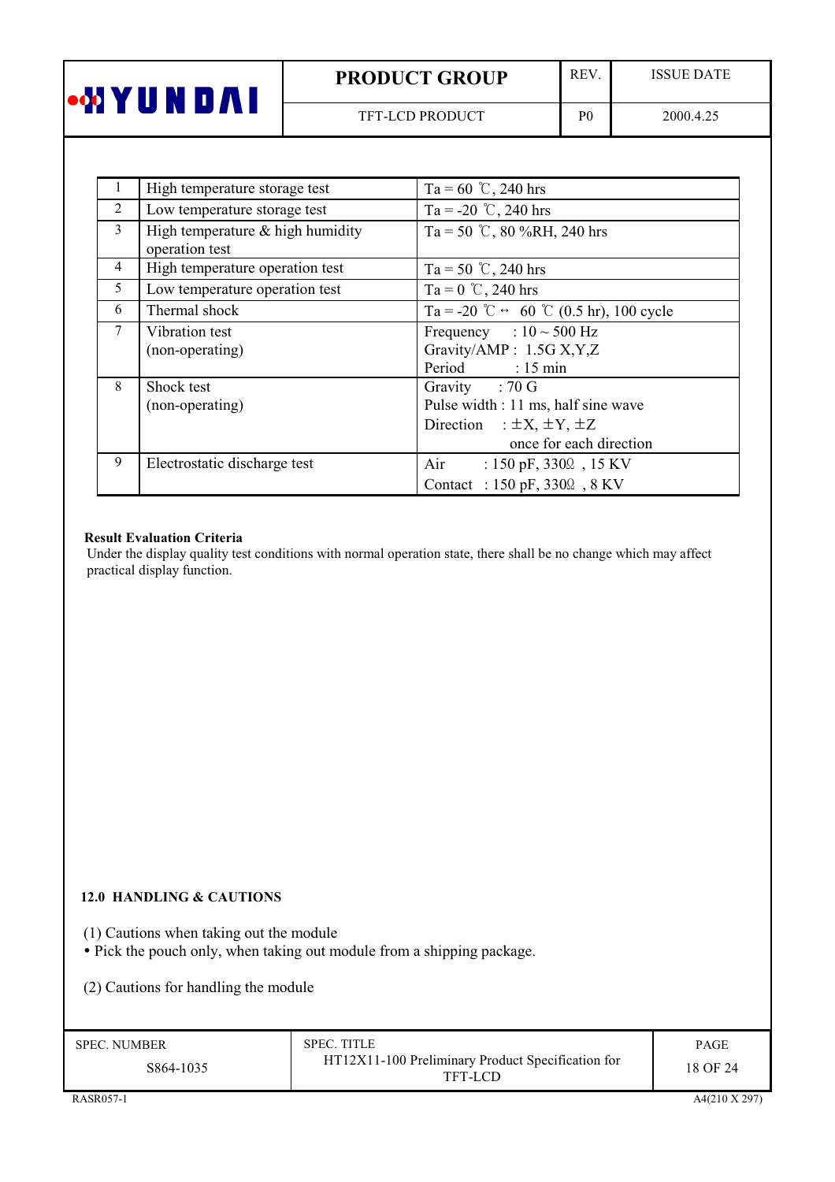| | | |
|---|---|---|
| 1 | High temperature storage test | Ta = 60 ℃, 240 hrs |
| 2 | Low temperature storage test | Ta = -20 ℃, 240 hrs |
| 3 | High temperature & high humidity operation test | Ta = 50 ℃, 80 %RH, 240 hrs |
| 4 | High temperature operation test | Ta = 50 ℃, 240 hrs |
| 5 | Low temperature operation test | Ta = 0 ℃, 240 hrs |
| 6 | Thermal shock | Ta = -20 ℃ ↔ 60 ℃ (0.5 hr), 100 cycle |
| 7 | Vibration test (non-operating) | Frequency : 10 ~ 500 Hz<br>Gravity/AMP : 1.5G X,Y,Z<br>Period : 15 min |
| 8 | Shock test (non-operating) | Gravity : 70 G<br>Pulse width : 11 ms, half sine wave<br>Direction : ±X, ±Y, ±Z once for each direction |
| 9 | Electrostatic discharge test | Air : 150 pF, 330Ω , 15 KV<br>Contact : 150 pF, 330Ω , 8 KV |

**Result Evaluation Criteria**

Under the display quality test conditions with normal operation state, there shall be no change which may affect practical display function.

## 12.0 HANDLING & CAUTIONS

(1) Cautions when taking out the module

- Pick the pouch only, when taking out module from a shipping package.

(2) Cautions for handling the module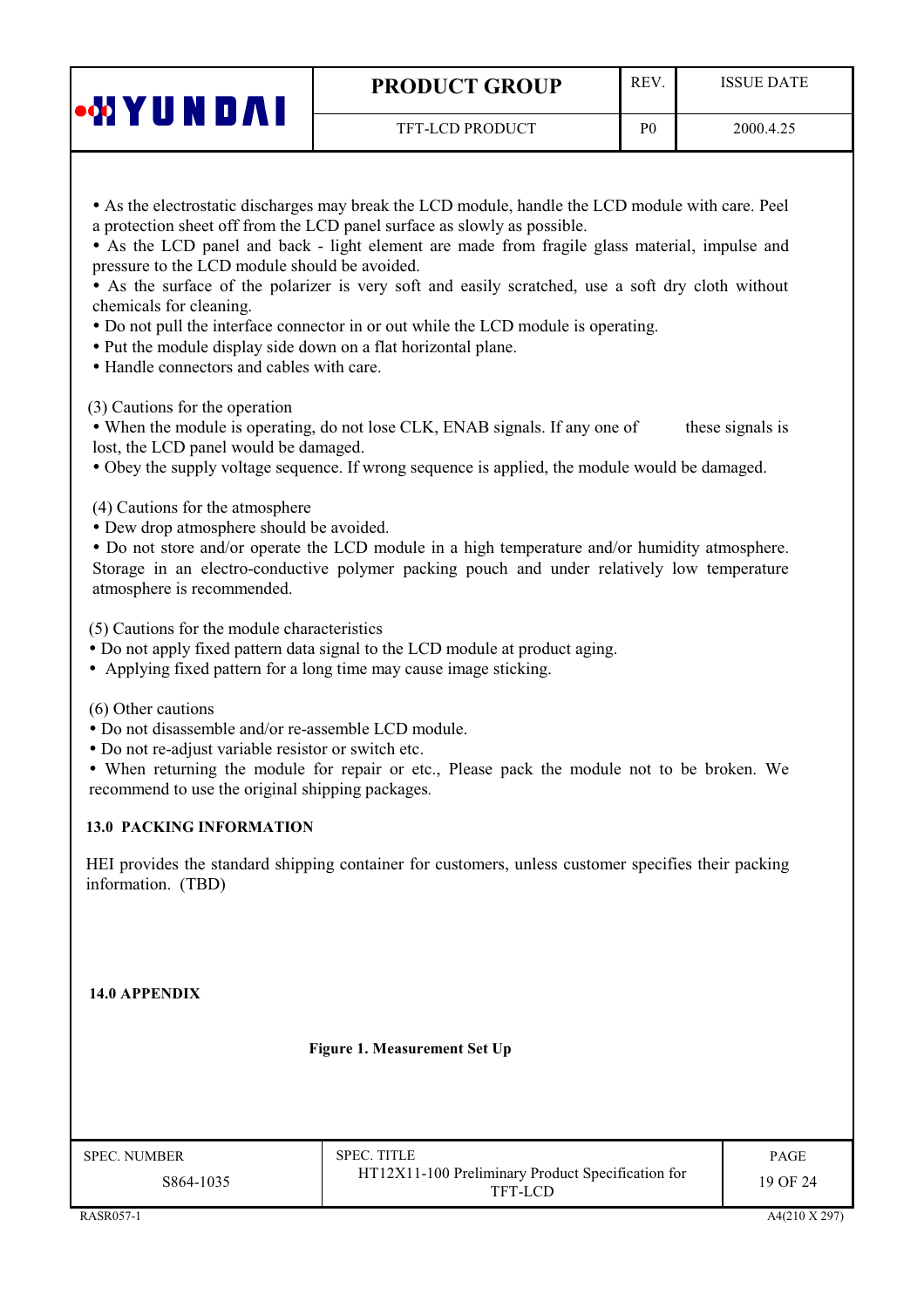- As the electrostatic discharges may break the LCD module, handle the LCD module with care. Peel a protection sheet off from the LCD panel surface as slowly as possible.
- As the LCD panel and back - light element are made from fragile glass material, impulse and pressure to the LCD module should be avoided.
- As the surface of the polarizer is very soft and easily scratched, use a soft dry cloth without chemicals for cleaning.
- Do not pull the interface connector in or out while the LCD module is operating.
- Put the module display side down on a flat horizontal plane.
- Handle connectors and cables with care.

(3) Cautions for the operation

- When the module is operating, do not lose CLK, ENAB signals. If any one of these signals is lost, the LCD panel would be damaged.
- Obey the supply voltage sequence. If wrong sequence is applied, the module would be damaged.

(4) Cautions for the atmosphere

- Dew drop atmosphere should be avoided.
- Do not store and/or operate the LCD module in a high temperature and/or humidity atmosphere. Storage in an electro-conductive polymer packing pouch and under relatively low temperature atmosphere is recommended.

(5) Cautions for the module characteristics

- Do not apply fixed pattern data signal to the LCD module at product aging.
- Applying fixed pattern for a long time may cause image sticking.

(6) Other cautions

- Do not disassemble and/or re-assemble LCD module.
- Do not re-adjust variable resistor or switch etc.
- When returning the module for repair or etc., Please pack the module not to be broken. We recommend to use the original shipping packages.

## 13.0 PACKING INFORMATION

HEI provides the standard shipping container for customers, unless customer specifies their packing information. (TBD)

## 14.0 APPENDIX

**Figure 1. Measurement Set Up**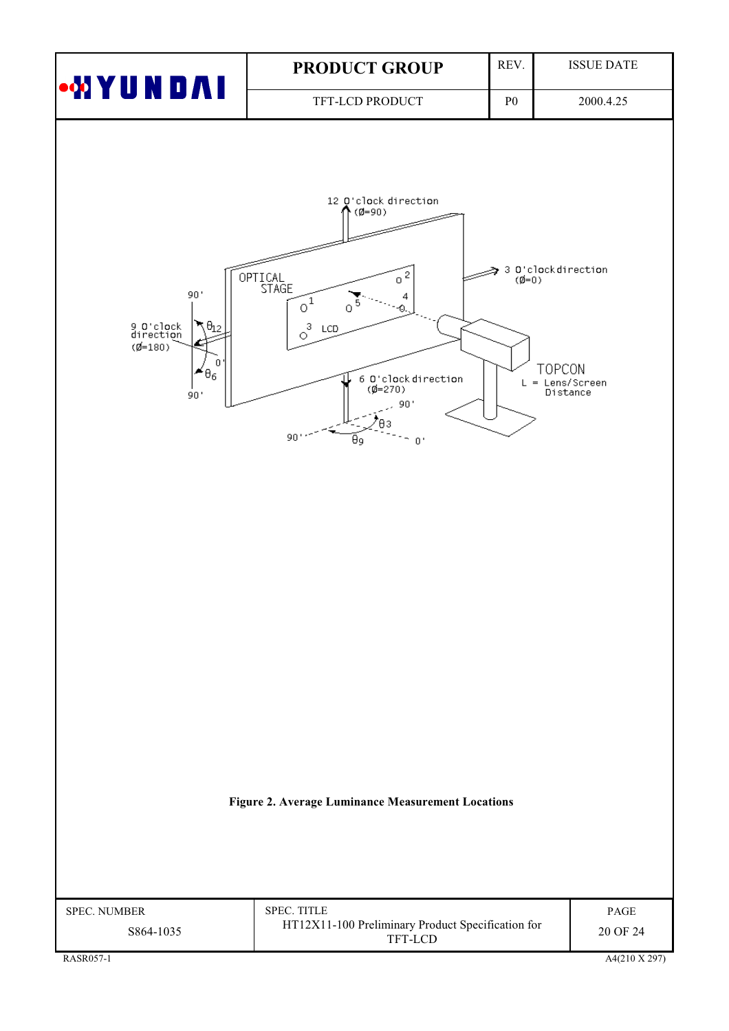Figure 2. Average Luminance Measurement Locations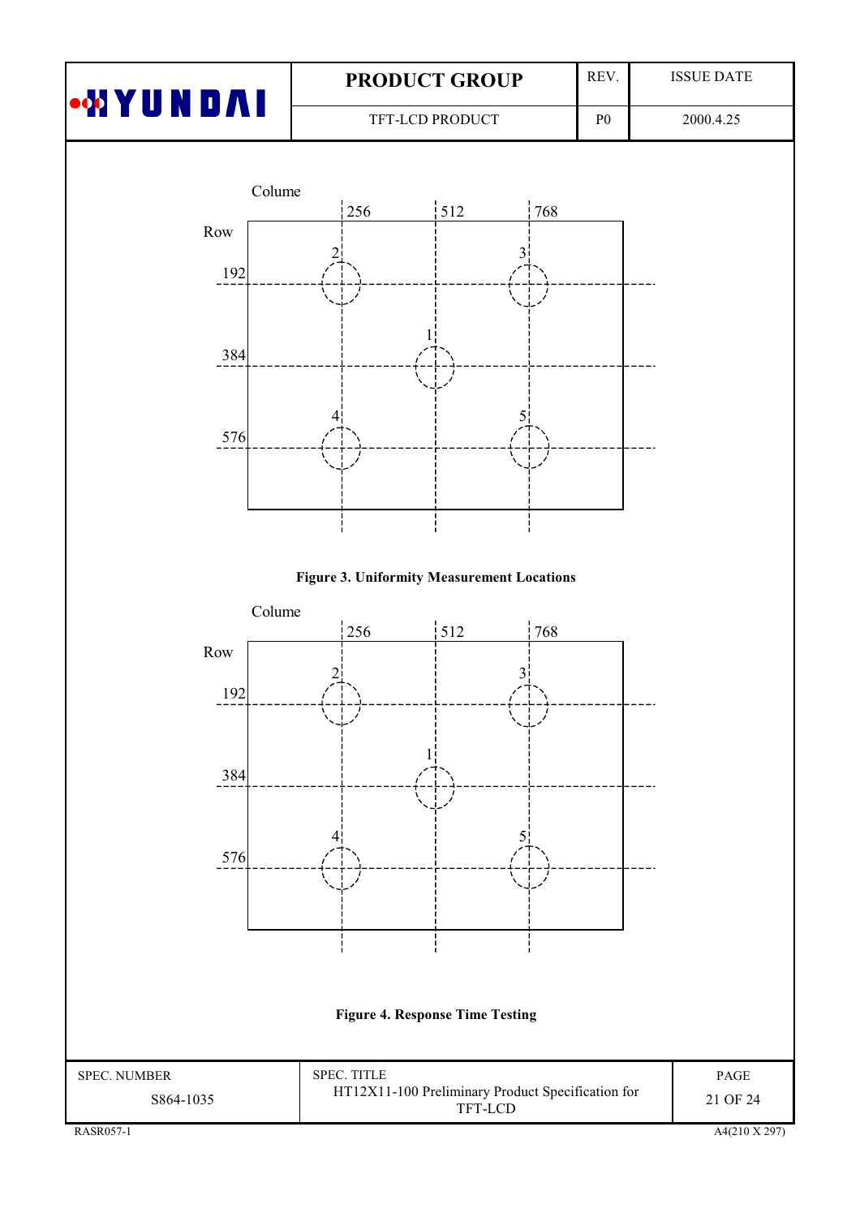Colume

256 512 768

Row

192

384

576

Figure 3. Uniformity Measurement Locations

Colume

256 512 768

Row

192

384

576

Figure 4. Response Time Testing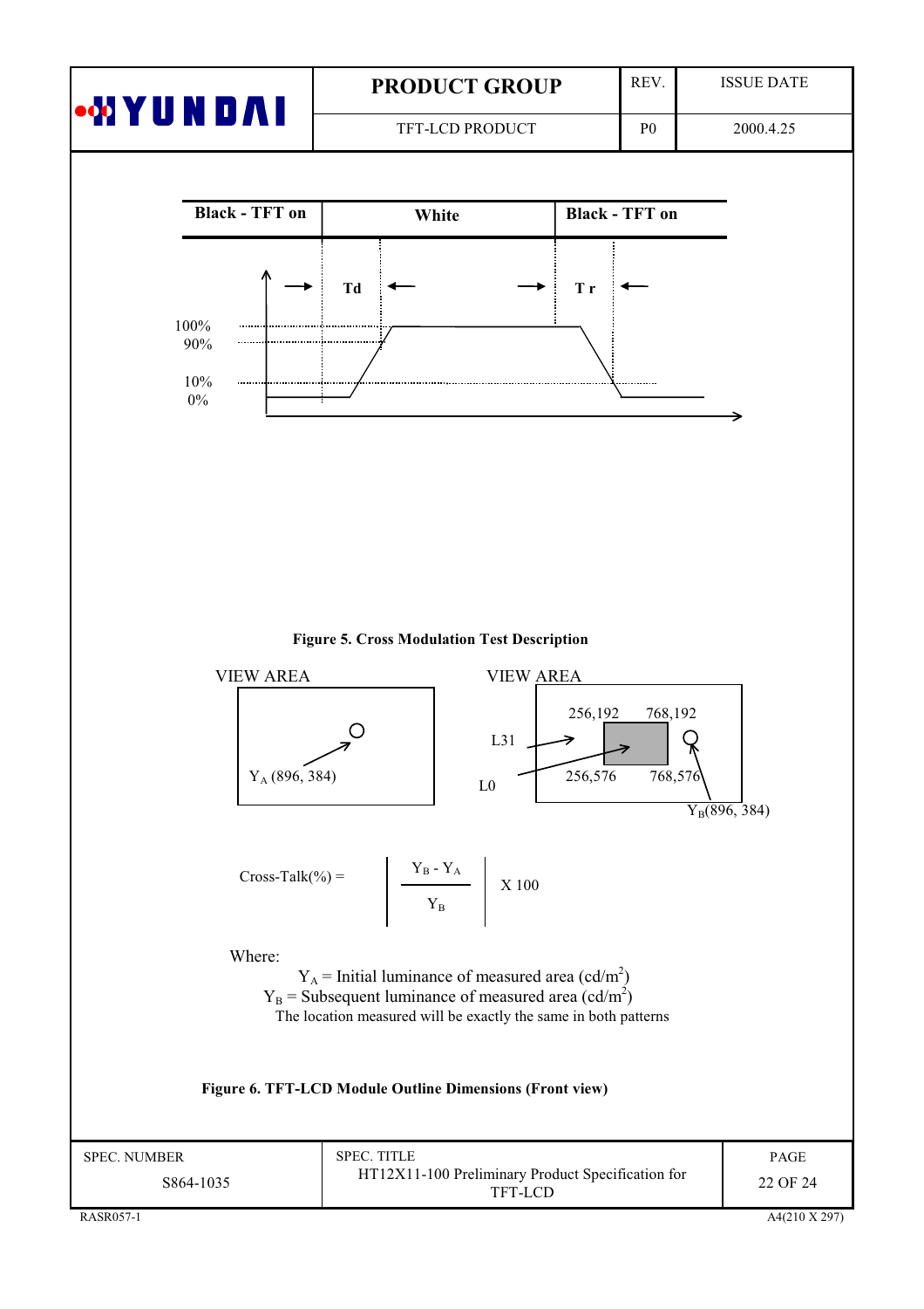| Black - TFT on | White | Black - TFT on |
| --- | --- | --- |

Td  Tr

100%
90%
10%
0%

**Figure 5. Cross Modulation Test Description**

VIEW AREA

$Y_A$ (896, 384)

VIEW AREA

256,192  768,192

L31

L0

256,576  768,576

$Y_B$(896, 384)

$$\text{Cross-Talk}(\%) = \left| \frac{Y_B - Y_A}{Y_B} \right| \times 100$$

Where:

$Y_A$ = Initial luminance of measured area (cd/m$^2$)
$Y_B$ = Subsequent luminance of measured area (cd/m$^2$)
The location measured will be exactly the same in both patterns

**Figure 6. TFT-LCD Module Outline Dimensions (Front view)**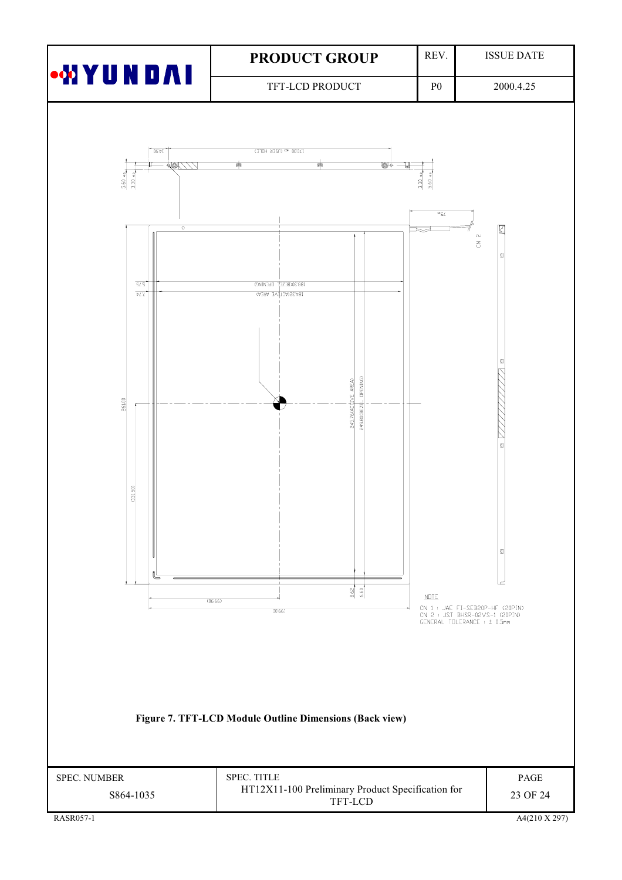NOTE

CN 1 : JAE FI-SEB20P-HF (20PIN)
CN 2 : JST BHSR-02VS-1 (20PIN)
GENERAL TOLERANCE : ± 0.5mm

**Figure 7. TFT-LCD Module Outline Dimensions (Back view)**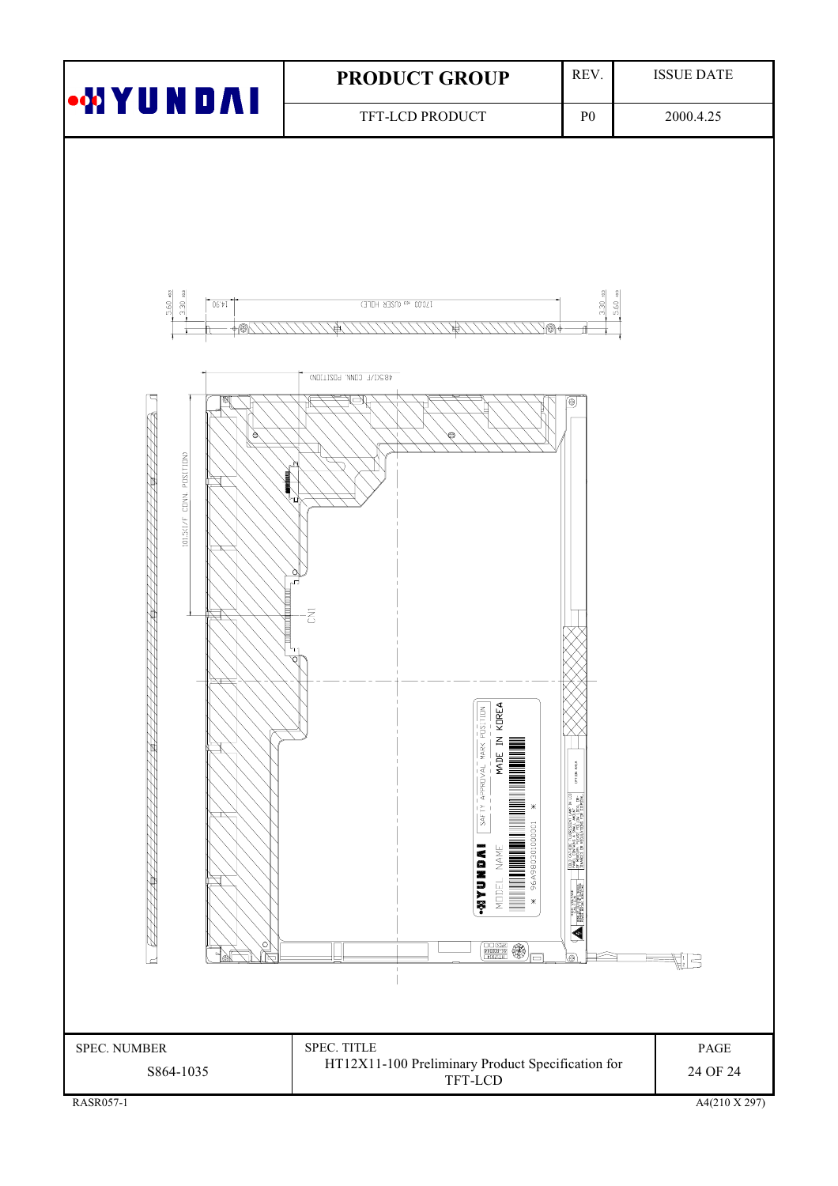5.60 MAX
3.30 MAX
14.90
170.00 ±0 (USER HOLE)
3.30 MAX
5.60 MAX

48 SI/F CONN. POSITION

101.5 (I/F CONN. POSITION)

CN1

SAFTY APPROVAL MARK POSITION

MADE IN KOREA

HYUNDAI

MODEL NAME

* 96A98030100001 *